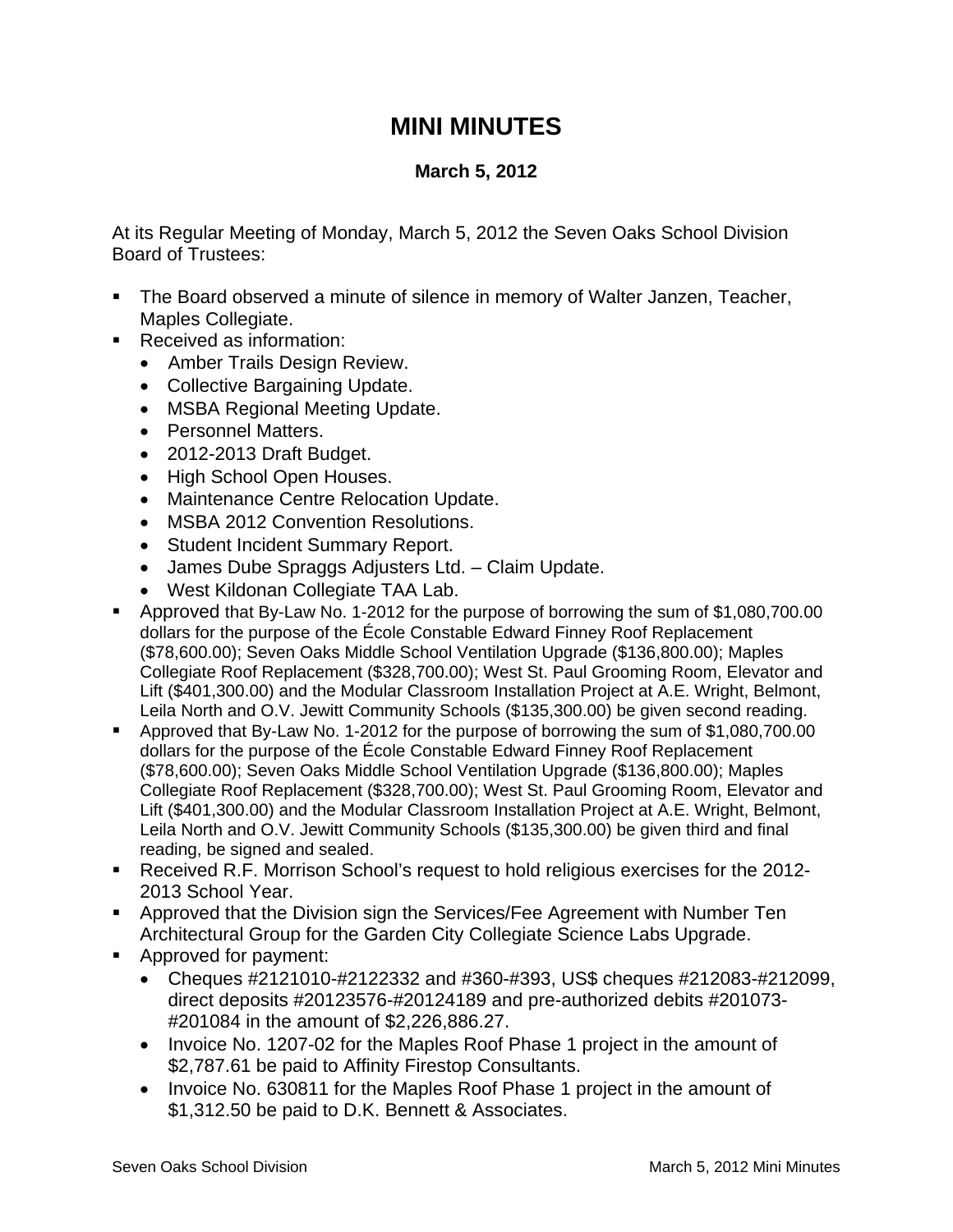# MINI MINUTES

**March 5, 2012**

At its Regular Meeting of Monday, March 5, 2012 the Seven Oaks School Division Board of Trustees:

- The Board observed a minute of silence in memory of Walter Janzen, Teacher, Maples Collegiate.
- Received as information:
  - Amber Trails Design Review.
  - Collective Bargaining Update.
  - MSBA Regional Meeting Update.
  - Personnel Matters.
  - 2012-2013 Draft Budget.
  - High School Open Houses.
  - Maintenance Centre Relocation Update.
  - MSBA 2012 Convention Resolutions.
  - Student Incident Summary Report.
  - James Dube Spraggs Adjusters Ltd. – Claim Update.
  - West Kildonan Collegiate TAA Lab.
- Approved that By-Law No. 1-2012 for the purpose of borrowing the sum of $1,080,700.00 dollars for the purpose of the École Constable Edward Finney Roof Replacement ($78,600.00); Seven Oaks Middle School Ventilation Upgrade ($136,800.00); Maples Collegiate Roof Replacement ($328,700.00); West St. Paul Grooming Room, Elevator and Lift ($401,300.00) and the Modular Classroom Installation Project at A.E. Wright, Belmont, Leila North and O.V. Jewitt Community Schools ($135,300.00) be given second reading.
- Approved that By-Law No. 1-2012 for the purpose of borrowing the sum of $1,080,700.00 dollars for the purpose of the École Constable Edward Finney Roof Replacement ($78,600.00); Seven Oaks Middle School Ventilation Upgrade ($136,800.00); Maples Collegiate Roof Replacement ($328,700.00); West St. Paul Grooming Room, Elevator and Lift ($401,300.00) and the Modular Classroom Installation Project at A.E. Wright, Belmont, Leila North and O.V. Jewitt Community Schools ($135,300.00) be given third and final reading, be signed and sealed.
- Received R.F. Morrison School's request to hold religious exercises for the 2012-2013 School Year.
- Approved that the Division sign the Services/Fee Agreement with Number Ten Architectural Group for the Garden City Collegiate Science Labs Upgrade.
- Approved for payment:
  - Cheques #2121010-#2122332 and #360-#393, US$ cheques #212083-#212099, direct deposits #20123576-#20124189 and pre-authorized debits #201073-#201084 in the amount of $2,226,886.27.
  - Invoice No. 1207-02 for the Maples Roof Phase 1 project in the amount of $2,787.61 be paid to Affinity Firestop Consultants.
  - Invoice No. 630811 for the Maples Roof Phase 1 project in the amount of $1,312.50 be paid to D.K. Bennett & Associates.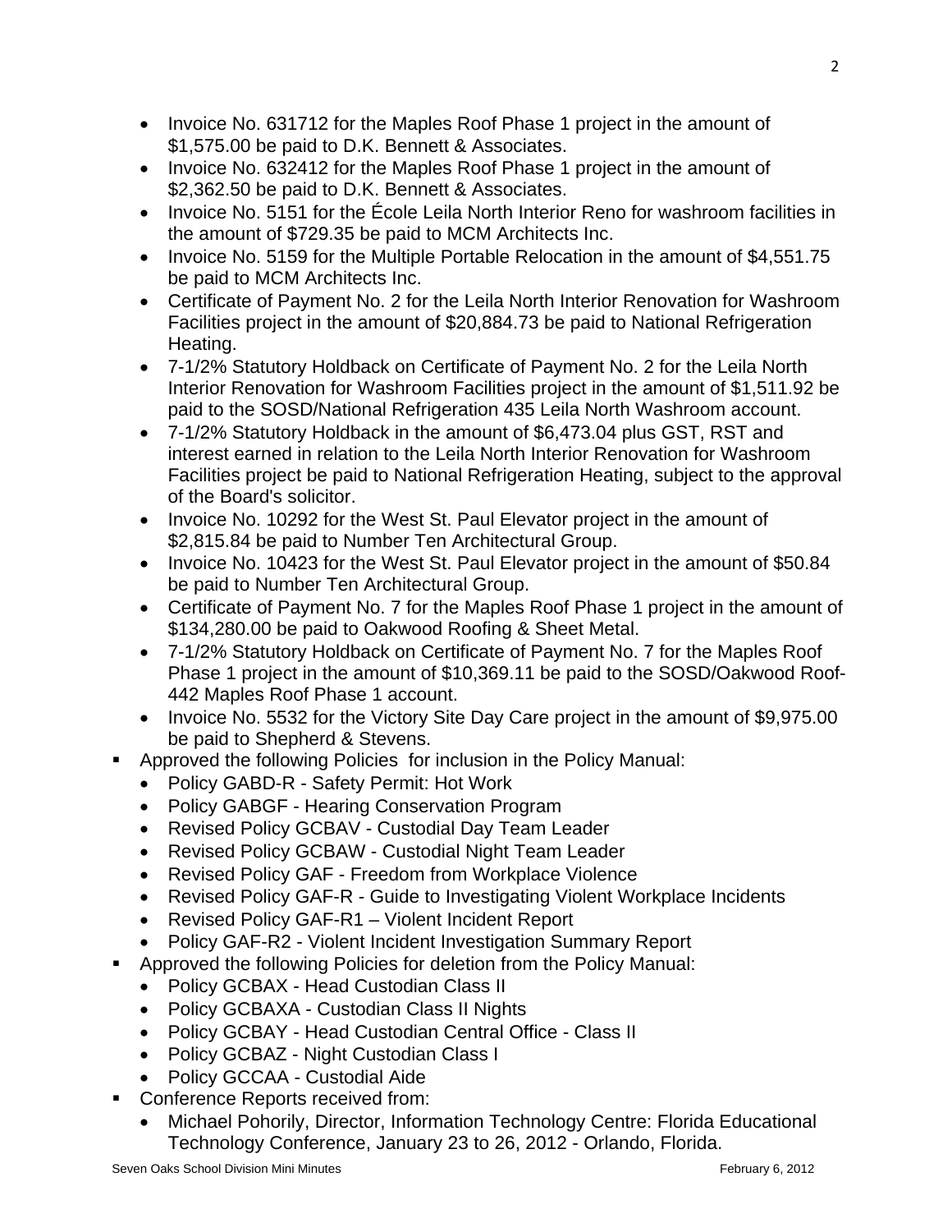- Invoice No. 631712 for the Maples Roof Phase 1 project in the amount of $1,575.00 be paid to D.K. Bennett & Associates.
- Invoice No. 632412 for the Maples Roof Phase 1 project in the amount of $2,362.50 be paid to D.K. Bennett & Associates.
- Invoice No. 5151 for the École Leila North Interior Reno for washroom facilities in the amount of $729.35 be paid to MCM Architects Inc.
- Invoice No. 5159 for the Multiple Portable Relocation in the amount of $4,551.75 be paid to MCM Architects Inc.
- Certificate of Payment No. 2 for the Leila North Interior Renovation for Washroom Facilities project in the amount of $20,884.73 be paid to National Refrigeration Heating.
- 7-1/2% Statutory Holdback on Certificate of Payment No. 2 for the Leila North Interior Renovation for Washroom Facilities project in the amount of $1,511.92 be paid to the SOSD/National Refrigeration 435 Leila North Washroom account.
- 7-1/2% Statutory Holdback in the amount of $6,473.04 plus GST, RST and interest earned in relation to the Leila North Interior Renovation for Washroom Facilities project be paid to National Refrigeration Heating, subject to the approval of the Board's solicitor.
- Invoice No. 10292 for the West St. Paul Elevator project in the amount of $2,815.84 be paid to Number Ten Architectural Group.
- Invoice No. 10423 for the West St. Paul Elevator project in the amount of $50.84 be paid to Number Ten Architectural Group.
- Certificate of Payment No. 7 for the Maples Roof Phase 1 project in the amount of $134,280.00 be paid to Oakwood Roofing & Sheet Metal.
- 7-1/2% Statutory Holdback on Certificate of Payment No. 7 for the Maples Roof Phase 1 project in the amount of $10,369.11 be paid to the SOSD/Oakwood Roof-442 Maples Roof Phase 1 account.
- Invoice No. 5532 for the Victory Site Day Care project in the amount of $9,975.00 be paid to Shepherd & Stevens.

- Approved the following Policies for inclusion in the Policy Manual:
  - Policy GABD-R - Safety Permit: Hot Work
  - Policy GABGF - Hearing Conservation Program
  - Revised Policy GCBAV - Custodial Day Team Leader
  - Revised Policy GCBAW - Custodial Night Team Leader
  - Revised Policy GAF - Freedom from Workplace Violence
  - Revised Policy GAF-R - Guide to Investigating Violent Workplace Incidents
  - Revised Policy GAF-R1 – Violent Incident Report
  - Policy GAF-R2 - Violent Incident Investigation Summary Report
- Approved the following Policies for deletion from the Policy Manual:
  - Policy GCBAX - Head Custodian Class II
  - Policy GCBAXA - Custodian Class II Nights
  - Policy GCBAY - Head Custodian Central Office - Class II
  - Policy GCBAZ - Night Custodian Class I
  - Policy GCCAA - Custodial Aide
- Conference Reports received from:
  - Michael Pohorily, Director, Information Technology Centre: Florida Educational Technology Conference, January 23 to 26, 2012 - Orlando, Florida.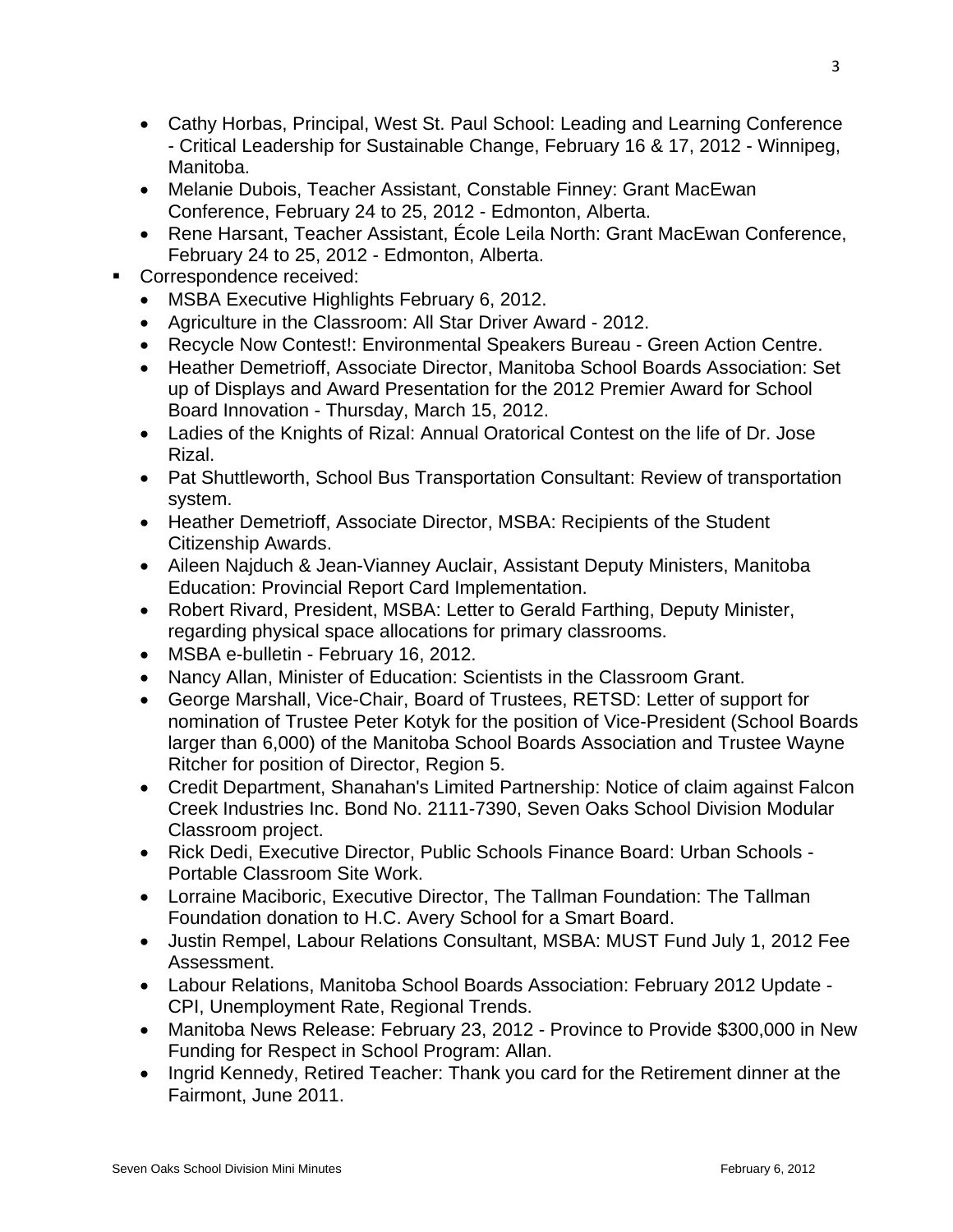- Cathy Horbas, Principal, West St. Paul School: Leading and Learning Conference - Critical Leadership for Sustainable Change, February 16 & 17, 2012 - Winnipeg, Manitoba.
  - Melanie Dubois, Teacher Assistant, Constable Finney: Grant MacEwan Conference, February 24 to 25, 2012 - Edmonton, Alberta.
  - Rene Harsant, Teacher Assistant, École Leila North: Grant MacEwan Conference, February 24 to 25, 2012 - Edmonton, Alberta.
- Correspondence received:
  - MSBA Executive Highlights February 6, 2012.
  - Agriculture in the Classroom: All Star Driver Award - 2012.
  - Recycle Now Contest!: Environmental Speakers Bureau - Green Action Centre.
  - Heather Demetrioff, Associate Director, Manitoba School Boards Association: Set up of Displays and Award Presentation for the 2012 Premier Award for School Board Innovation - Thursday, March 15, 2012.
  - Ladies of the Knights of Rizal: Annual Oratorical Contest on the life of Dr. Jose Rizal.
  - Pat Shuttleworth, School Bus Transportation Consultant: Review of transportation system.
  - Heather Demetrioff, Associate Director, MSBA: Recipients of the Student Citizenship Awards.
  - Aileen Najduch & Jean-Vianney Auclair, Assistant Deputy Ministers, Manitoba Education: Provincial Report Card Implementation.
  - Robert Rivard, President, MSBA: Letter to Gerald Farthing, Deputy Minister, regarding physical space allocations for primary classrooms.
  - MSBA e-bulletin - February 16, 2012.
  - Nancy Allan, Minister of Education: Scientists in the Classroom Grant.
  - George Marshall, Vice-Chair, Board of Trustees, RETSD: Letter of support for nomination of Trustee Peter Kotyk for the position of Vice-President (School Boards larger than 6,000) of the Manitoba School Boards Association and Trustee Wayne Ritcher for position of Director, Region 5.
  - Credit Department, Shanahan's Limited Partnership: Notice of claim against Falcon Creek Industries Inc. Bond No. 2111-7390, Seven Oaks School Division Modular Classroom project.
  - Rick Dedi, Executive Director, Public Schools Finance Board: Urban Schools - Portable Classroom Site Work.
  - Lorraine Maciboric, Executive Director, The Tallman Foundation: The Tallman Foundation donation to H.C. Avery School for a Smart Board.
  - Justin Rempel, Labour Relations Consultant, MSBA: MUST Fund July 1, 2012 Fee Assessment.
  - Labour Relations, Manitoba School Boards Association: February 2012 Update - CPI, Unemployment Rate, Regional Trends.
  - Manitoba News Release: February 23, 2012 - Province to Provide $300,000 in New Funding for Respect in School Program: Allan.
  - Ingrid Kennedy, Retired Teacher: Thank you card for the Retirement dinner at the Fairmont, June 2011.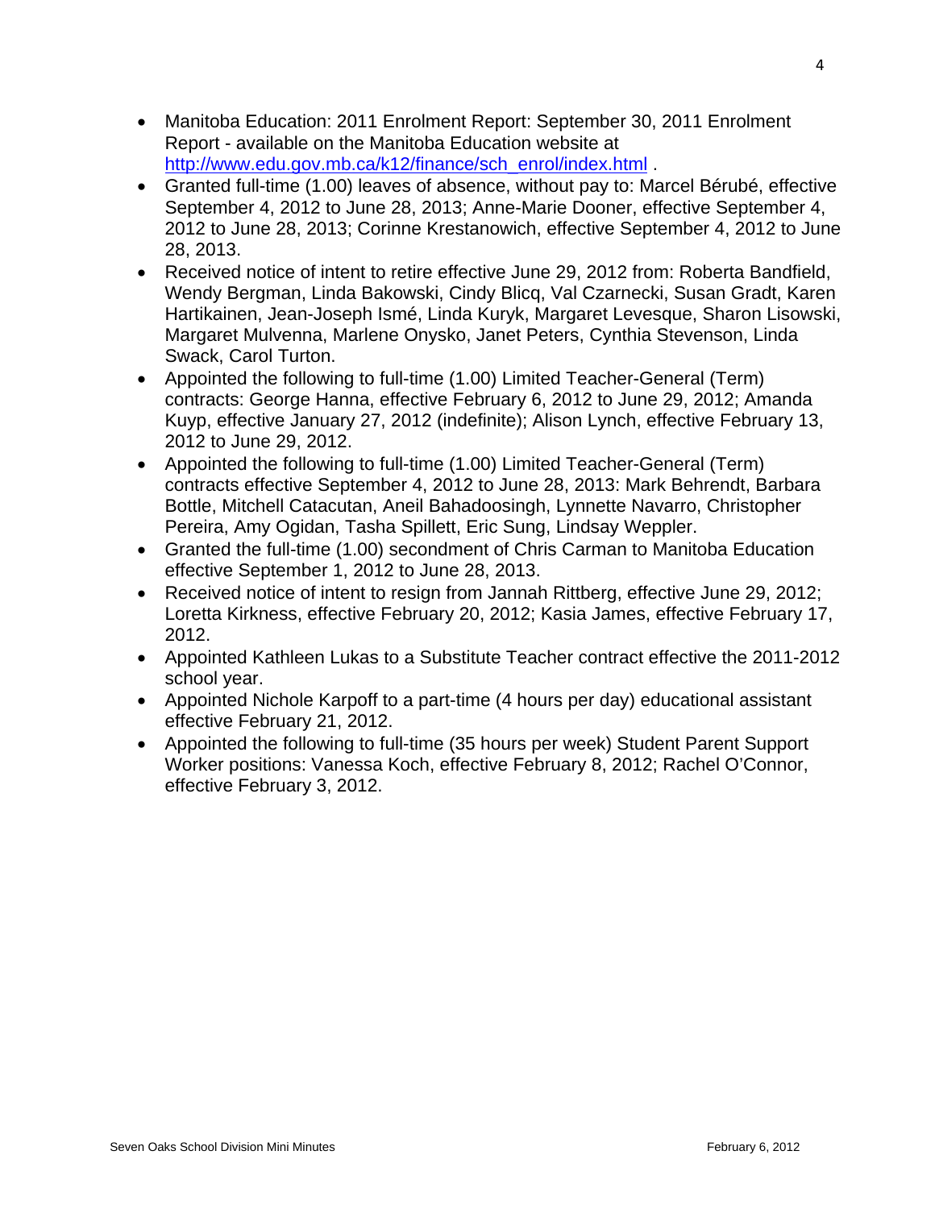- Manitoba Education: 2011 Enrolment Report: September 30, 2011 Enrolment Report - available on the Manitoba Education website at http://www.edu.gov.mb.ca/k12/finance/sch_enrol/index.html .
- Granted full-time (1.00) leaves of absence, without pay to: Marcel Bérubé, effective September 4, 2012 to June 28, 2013; Anne-Marie Dooner, effective September 4, 2012 to June 28, 2013; Corinne Krestanowich, effective September 4, 2012 to June 28, 2013.
- Received notice of intent to retire effective June 29, 2012 from: Roberta Bandfield, Wendy Bergman, Linda Bakowski, Cindy Blicq, Val Czarnecki, Susan Gradt, Karen Hartikainen, Jean-Joseph Ismé, Linda Kuryk, Margaret Levesque, Sharon Lisowski, Margaret Mulvenna, Marlene Onysko, Janet Peters, Cynthia Stevenson, Linda Swack, Carol Turton.
- Appointed the following to full-time (1.00) Limited Teacher-General (Term) contracts: George Hanna, effective February 6, 2012 to June 29, 2012; Amanda Kuyp, effective January 27, 2012 (indefinite); Alison Lynch, effective February 13, 2012 to June 29, 2012.
- Appointed the following to full-time (1.00) Limited Teacher-General (Term) contracts effective September 4, 2012 to June 28, 2013: Mark Behrendt, Barbara Bottle, Mitchell Catacutan, Aneil Bahadoosingh, Lynnette Navarro, Christopher Pereira, Amy Ogidan, Tasha Spillett, Eric Sung, Lindsay Weppler.
- Granted the full-time (1.00) secondment of Chris Carman to Manitoba Education effective September 1, 2012 to June 28, 2013.
- Received notice of intent to resign from Jannah Rittberg, effective June 29, 2012; Loretta Kirkness, effective February 20, 2012; Kasia James, effective February 17, 2012.
- Appointed Kathleen Lukas to a Substitute Teacher contract effective the 2011-2012 school year.
- Appointed Nichole Karpoff to a part-time (4 hours per day) educational assistant effective February 21, 2012.
- Appointed the following to full-time (35 hours per week) Student Parent Support Worker positions: Vanessa Koch, effective February 8, 2012; Rachel O'Connor, effective February 3, 2012.